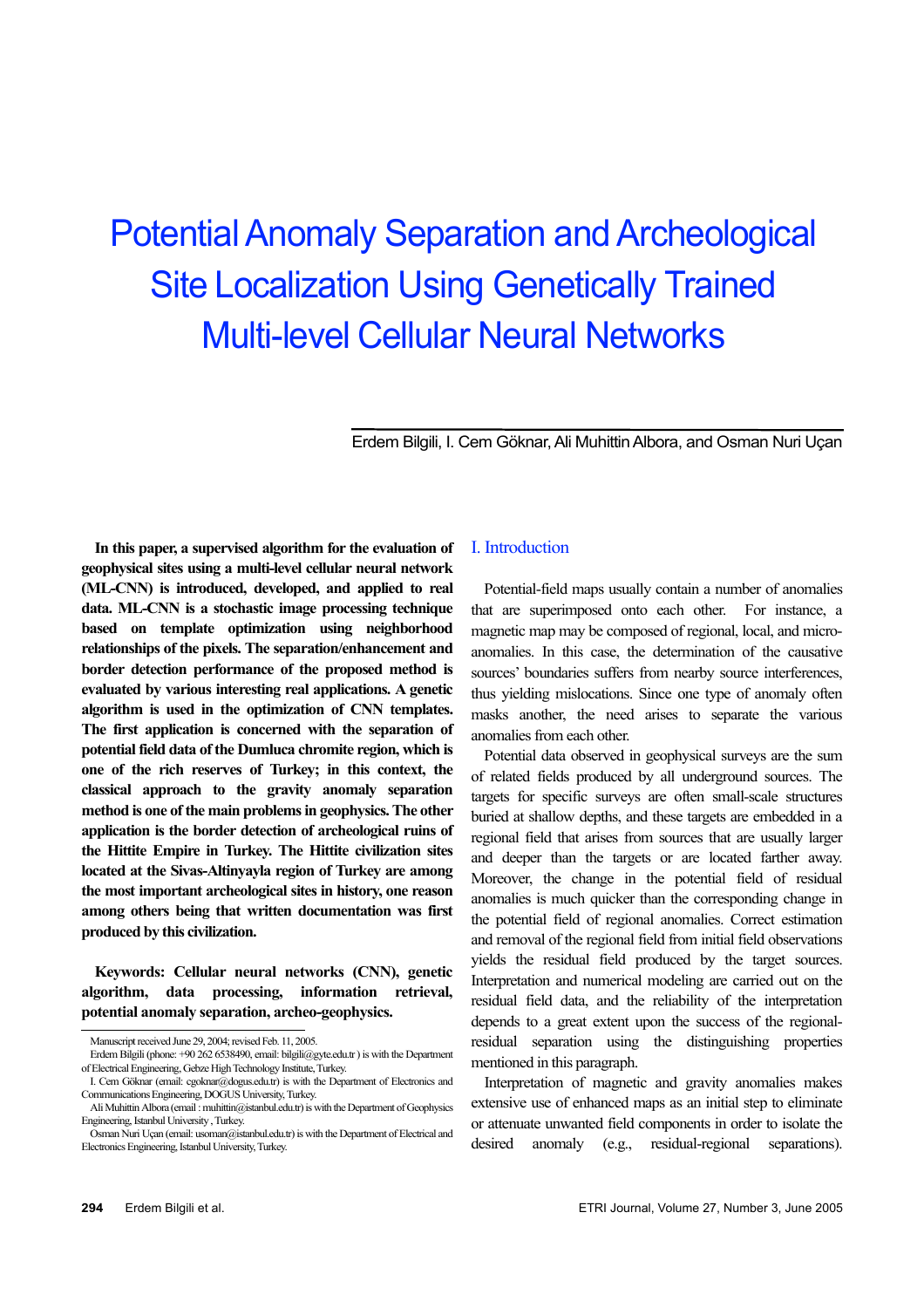# Potential Anomaly Separation and Archeological Site Localization Using Genetically Trained Multi-level Cellular Neural Networks

Erdem Bilgili, I. Cem Göknar, Ali Muhittin Albora, and Osman Nuri Uçan

**In this paper, a supervised algorithm for the evaluation of geophysical sites using a multi-level cellular neural network (ML-CNN) is introduced, developed, and applied to real data. ML-CNN is a stochastic image processing technique based on template optimization using neighborhood relationships of the pixels. The separation/enhancement and border detection performance of the proposed method is evaluated by various interesting real applications. A genetic algorithm is used in the optimization of CNN templates. The first application is concerned with the separation of potential field data of the Dumluca chromite region, which is one of the rich reserves of Turkey; in this context, the classical approach to the gravity anomaly separation method is one of the main problems in geophysics. The other application is the border detection of archeological ruins of the Hittite Empire in Turkey. The Hittite civilization sites located at the Sivas-Altinyayla region of Turkey are among the most important archeological sites in history, one reason among others being that written documentation was first produced by this civilization.**

**Keywords: Cellular neural networks (CNN), genetic algorithm, data processing, information retrieval, potential anomaly separation, archeo-geophysics.**

Manuscript received June 29, 2004; revised Feb. 11, 2005.

Erdem Bilgili (phone: +90 262 6538490, email: bilgili@gyte.edu.tr ) is with the Department of Electrical Engineering, Gebze High Technology Institute, Turkey.

I. Cem Göknar (email: cgoknar@dogus.edu.tr) is with the Department of Electronics and Communications Engineering, DOGUS University, Turkey.

Ali Muhittin Albora (email : muhittin@istanbul.edu.tr) is with the Department of Geophysics Engineering, Istanbul University , Turkey.

Osman Nuri Uçan (email: usoman@istanbul.edu.tr) is with the Department of Electrical and Electronics Engineering, Istanbul University, Turkey.

## I. Introduction

Potential-field maps usually contain a number of anomalies that are superimposed onto each other. For instance, a magnetic map may be composed of regional, local, and micro-anomalies. In this case, the determination of the causative sources' boundaries suffers from nearby source interferences, thus yielding mislocations. Since one type of anomaly often masks another, the need arises to separate the various anomalies from each other.

Potential data observed in geophysical surveys are the sum of related fields produced by all underground sources. The targets for specific surveys are often small-scale structures buried at shallow depths, and these targets are embedded in a regional field that arises from sources that are usually larger and deeper than the targets or are located farther away. Moreover, the change in the potential field of residual anomalies is much quicker than the corresponding change in the potential field of regional anomalies. Correct estimation and removal of the regional field from initial field observations yields the residual field produced by the target sources. Interpretation and numerical modeling are carried out on the residual field data, and the reliability of the interpretation depends to a great extent upon the success of the regional-residual separation using the distinguishing properties mentioned in this paragraph.

Interpretation of magnetic and gravity anomalies makes extensive use of enhanced maps as an initial step to eliminate or attenuate unwanted field components in order to isolate the desired anomaly (e.g., residual-regional separations).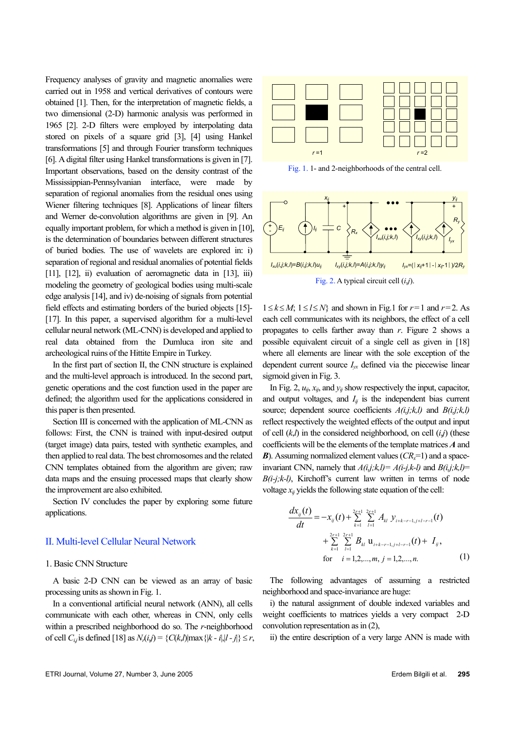Frequency analyses of gravity and magnetic anomalies were carried out in 1958 and vertical derivatives of contours were obtained [1]. Then, for the interpretation of magnetic fields, a two dimensional (2-D) harmonic analysis was performed in 1965 [2]. 2-D filters were employed by interpolating data stored on pixels of a square grid [3], [4] using Hankel transformations [5] and through Fourier transform techniques [6]. A digital filter using Hankel transformations is given in [7]. Important observations, based on the density contrast of the Mississippian-Pennsylvanian interface, were made by separation of regional anomalies from the residual ones using Wiener filtering techniques [8]. Applications of linear filters and Werner de-convolution algorithms are given in [9]. An equally important problem, for which a method is given in [10], is the determination of boundaries between different structures of buried bodies. The use of wavelets are explored in: i) separation of regional and residual anomalies of potential fields [11], [12], ii) evaluation of aeromagnetic data in [13], iii) modeling the geometry of geological bodies using multi-scale edge analysis [14], and iv) de-noising of signals from potential field effects and estimating borders of the buried objects [15]-[17]. In this paper, a supervised algorithm for a multi-level cellular neural network (ML-CNN) is developed and applied to real data obtained from the Dumluca iron site and archeological ruins of the Hittite Empire in Turkey.

In the first part of section II, the CNN structure is explained and the multi-level approach is introduced. In the second part, genetic operations and the cost function used in the paper are defined; the algorithm used for the applications considered in this paper is then presented.

Section III is concerned with the application of ML-CNN as follows: First, the CNN is trained with input-desired output (target image) data pairs, tested with synthetic examples, and then applied to real data. The best chromosomes and the related CNN templates obtained from the algorithm are given; raw data maps and the ensuing processed maps that clearly show the improvement are also exhibited.

Section IV concludes the paper by exploring some future applications.

## II. Multi-level Cellular Neural Network

### 1. Basic CNN Structure

A basic 2-D CNN can be viewed as an array of basic processing units as shown in Fig. 1.

Fig. 1. 1- and 2-neighborhoods of the central cell.

In a conventional artificial neural network (ANN), all cells communicate with each other, whereas in CNN, only cells within a prescribed neighborhood do so. The $r$-neighborhood of cell $C_{ij}$ is defined [18] as $N_r(i,j) = \{C(k,l) | \max\{|k - i|, |l - j|\} \leq r, 1 \leq k \leq M; 1 \leq l \leq N\}$ and shown in Fig.1 for $r=1$ and $r=2$. As each cell communicates with its neighbors, the effect of a cell propagates to cells farther away than $r$. Figure 2 shows a possible equivalent circuit of a single cell as given in [18] where all elements are linear with the sole exception of the dependent current source $I_{yx}$ defined via the piecewise linear sigmoid given in Fig. 3.

Fig. 2. A typical circuit cell ($i$,$j$).

In Fig. 2, $u_{ij}$, $x_{ij}$, and $y_{ij}$ show respectively the input, capacitor, and output voltages, and $I_{ij}$ is the independent bias current source; dependent source coefficients $A(i,j;k,l)$ and $B(i,j;k,l)$ reflect respectively the weighted effects of the output and input of cell ($k$,$l$) in the considered neighborhood, on cell ($i$,$j$) (these coefficients will be the elements of the template matrices $\boldsymbol{A}$ and $\boldsymbol{B}$). Assuming normalized element values ($CR_x$=1) and a space-invariant CNN, namely that $A(i,j;k,l)= A(i\text{-}j;k\text{-}l)$ and $B(i,j;k,l)= B(i\text{-}j;k\text{-}l)$, Kirchoff's current law written in terms of node voltage $x_{ij}$ yields the following state equation of the cell:

$$
\frac{dx_{ij}(t)}{dt} = -x_{ij}(t) + \sum_{k=1}^{2r+1}\sum_{l=1}^{2r+1} A_{kl}\, y_{i+k-r-1,\, j+l-r-1}(t) + \sum_{k=1}^{2r+1}\sum_{l=1}^{2r+1} B_{kl}\, u_{i+k-r-1,\, j+l-r-1}(t) + I_{ij},
$$
$$
\text{for} \quad i = 1,2,\ldots,m,\; j = 1,2,\ldots,n. \qquad (1)
$$

The following advantages of assuming a restricted neighborhood and space-invariance are huge:

i) the natural assignment of double indexed variables and weight coefficients to matrices yields a very compact 2-D convolution representation as in (2),

ii) the entire description of a very large ANN is made with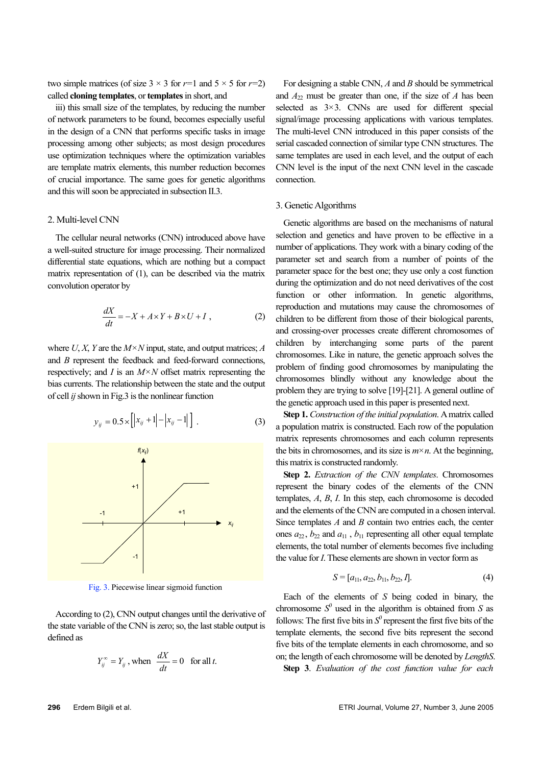two simple matrices (of size 3 × 3 for $r$=1 and 5 × 5 for $r$=2) called **cloning templates**, or **templates** in short, and

iii) this small size of the templates, by reducing the number of network parameters to be found, becomes especially useful in the design of a CNN that performs specific tasks in image processing among other subjects; as most design procedures use optimization techniques where the optimization variables are template matrix elements, this number reduction becomes of crucial importance. The same goes for genetic algorithms and this will soon be appreciated in subsection II.3.

### 2. Multi-level CNN

The cellular neural networks (CNN) introduced above have a well-suited structure for image processing. Their normalized differential state equations, which are nothing but a compact matrix representation of (1), can be described via the matrix convolution operator by

$$\frac{dX}{dt} = -X + A \times Y + B \times U + I \,, \tag{2}$$

where $U$, $X$, $Y$ are the $M \times N$ input, state, and output matrices; $A$ and $B$ represent the feedback and feed-forward connections, respectively; and $I$ is an $M \times N$ offset matrix representing the bias currents. The relationship between the state and the output of cell $ij$ shown in Fig.3 is the nonlinear function

$$y_{ij} = 0.5 \times \left[ \left| x_{ij} + 1 \right| - \left| x_{ij} - 1 \right| \right] \,. \tag{3}$$

Fig. 3. Piecewise linear sigmoid function

According to (2), CNN output changes until the derivative of the state variable of the CNN is zero; so, the last stable output is defined as

$$Y_{ij}^{\infty} = Y_{ij} \text{, when } \frac{dX}{dt} = 0 \quad \text{for all } t.$$

For designing a stable CNN, $A$ and $B$ should be symmetrical and $A_{22}$ must be greater than one, if the size of $A$ has been selected as 3×3. CNNs are used for different special signal/image processing applications with various templates. The multi-level CNN introduced in this paper consists of the serial cascaded connection of similar type CNN structures. The same templates are used in each level, and the output of each CNN level is the input of the next CNN level in the cascade connection.

### 3. Genetic Algorithms

Genetic algorithms are based on the mechanisms of natural selection and genetics and have proven to be effective in a number of applications. They work with a binary coding of the parameter set and search from a number of points of the parameter space for the best one; they use only a cost function during the optimization and do not need derivatives of the cost function or other information. In genetic algorithms, reproduction and mutations may cause the chromosomes of children to be different from those of their biological parents, and crossing-over processes create different chromosomes of children by interchanging some parts of the parent chromosomes. Like in nature, the genetic approach solves the problem of finding good chromosomes by manipulating the chromosomes blindly without any knowledge about the problem they are trying to solve [19]-[21]. A general outline of the genetic approach used in this paper is presented next.

**Step 1.** *Construction of the initial population.* A matrix called a population matrix is constructed. Each row of the population matrix represents chromosomes and each column represents the bits in chromosomes, and its size is $m \times n$. At the beginning, this matrix is constructed randomly.

**Step 2.** *Extraction of the CNN templates.* Chromosomes represent the binary codes of the elements of the CNN templates, $A$, $B$, $I$. In this step, each chromosome is decoded and the elements of the CNN are computed in a chosen interval. Since templates $A$ and $B$ contain two entries each, the center ones $a_{22}$, $b_{22}$ and $a_{11}$, $b_{11}$ representing all other equal template elements, the total number of elements becomes five including the value for $I$. These elements are shown in vector form as

$$S = [a_{11}, a_{22}, b_{11}, b_{22}, I]. \tag{4}$$

Each of the elements of $S$ being coded in binary, the chromosome $S^0$ used in the algorithm is obtained from $S$ as follows: The first five bits in $S^0$ represent the first five bits of the template elements, the second five bits represent the second five bits of the template elements in each chromosome, and so on; the length of each chromosome will be denoted by *LengthS*.

**Step 3**. *Evaluation of the cost function value for each*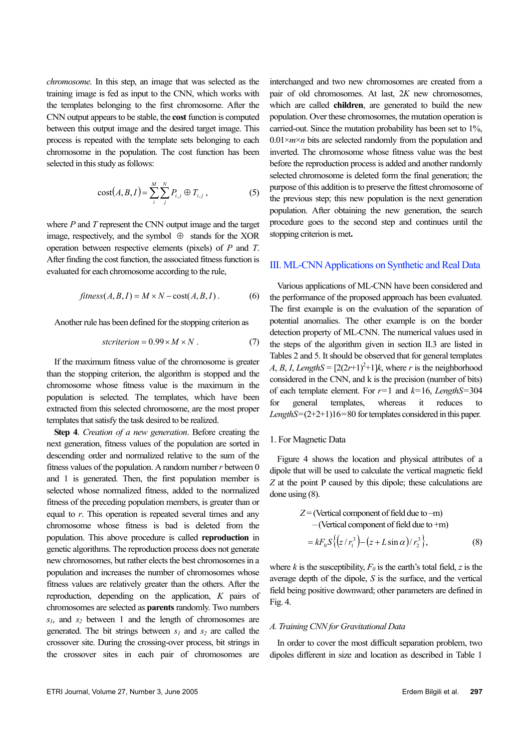*chromosome*. In this step, an image that was selected as the training image is fed as input to the CNN, which works with the templates belonging to the first chromosome. After the CNN output appears to be stable, the **cost** function is computed between this output image and the desired target image. This process is repeated with the template sets belonging to each chromosome in the population. The cost function has been selected in this study as follows:

$$\text{cost}(A, B, I) = \sum_{i}^{M} \sum_{j}^{N} P_{i,j} \oplus T_{i,j}\,, \tag{5}$$

where $P$ and $T$ represent the CNN output image and the target image, respectively, and the symbol $\oplus$ stands for the XOR operation between respective elements (pixels) of $P$ and $T$. After finding the cost function, the associated fitness function is evaluated for each chromosome according to the rule,

$$fitness(A, B, I) = M \times N - \text{cost}(A, B, I)\,. \tag{6}$$

Another rule has been defined for the stopping criterion as

$$stcriterion = 0.99 \times M \times N\,. \tag{7}$$

If the maximum fitness value of the chromosome is greater than the stopping criterion, the algorithm is stopped and the chromosome whose fitness value is the maximum in the population is selected. The templates, which have been extracted from this selected chromosome, are the most proper templates that satisfy the task desired to be realized.

**Step 4**. *Creation of a new generation*. Before creating the next generation, fitness values of the population are sorted in descending order and normalized relative to the sum of the fitness values of the population. A random number $r$ between 0 and 1 is generated. Then, the first population member is selected whose normalized fitness, added to the normalized fitness of the preceding population members, is greater than or equal to $r$. This operation is repeated several times and any chromosome whose fitness is bad is deleted from the population. This above procedure is called **reproduction** in genetic algorithms. The reproduction process does not generate new chromosomes, but rather elects the best chromosomes in a population and increases the number of chromosomes whose fitness values are relatively greater than the others. After the reproduction, depending on the application, $K$ pairs of chromosomes are selected as **parents** randomly. Two numbers $s_1$, and $s_2$ between 1 and the length of chromosomes are generated. The bit strings between $s_1$ and $s_2$ are called the crossover site. During the crossing-over process, bit strings in the crossover sites in each pair of chromosomes are interchanged and two new chromosomes are created from a pair of old chromosomes. At last, $2K$ new chromosomes, which are called **children**, are generated to build the new population. Over these chromosomes, the mutation operation is carried-out. Since the mutation probability has been set to 1%, $0.01 \times m \times n$ bits are selected randomly from the population and inverted. The chromosome whose fitness value was the best before the reproduction process is added and another randomly selected chromosome is deleted form the final generation; the purpose of this addition is to preserve the fittest chromosome of the previous step; this new population is the next generation population. After obtaining the new generation, the search procedure goes to the second step and continues until the stopping criterion is met**.**

## III. ML-CNN Applications on Synthetic and Real Data

Various applications of ML-CNN have been considered and the performance of the proposed approach has been evaluated. The first example is on the evaluation of the separation of potential anomalies. The other example is on the border detection property of ML-CNN. The numerical values used in the steps of the algorithm given in section II.3 are listed in Tables 2 and 5. It should be observed that for general templates $A$, $B$, $I$, $LengthS = [2(2r+1)^2+1]k$, where $r$ is the neighborhood considered in the CNN, and k is the precision (number of bits) of each template element. For $r$=1 and $k$=16, $LengthS$=304 for general templates, whereas it reduces to $LengthS$=(2+2+1)16=80 for templates considered in this paper.

### 1. For Magnetic Data

Figure 4 shows the location and physical attributes of a dipole that will be used to calculate the vertical magnetic field $Z$ at the point P caused by this dipole; these calculations are done using (8).

$$\begin{aligned} Z &= \text{(Vertical component of field due to } -\text{m)} \\ &\quad - \text{(Vertical component of field due to } +\text{m)} \\ &= kF_0 S\left\{\left(z/r_1^3\right) - \left(z + L\sin\alpha\right)/r_2^3\right\}, \end{aligned} \tag{8}$$

where $k$ is the susceptibility, $F_0$ is the earth's total field, $z$ is the average depth of the dipole, $S$ is the surface, and the vertical field being positive downward; other parameters are defined in Fig. 4.

#### *A. Training CNN for Gravitational Data*

In order to cover the most difficult separation problem, two dipoles different in size and location as described in Table 1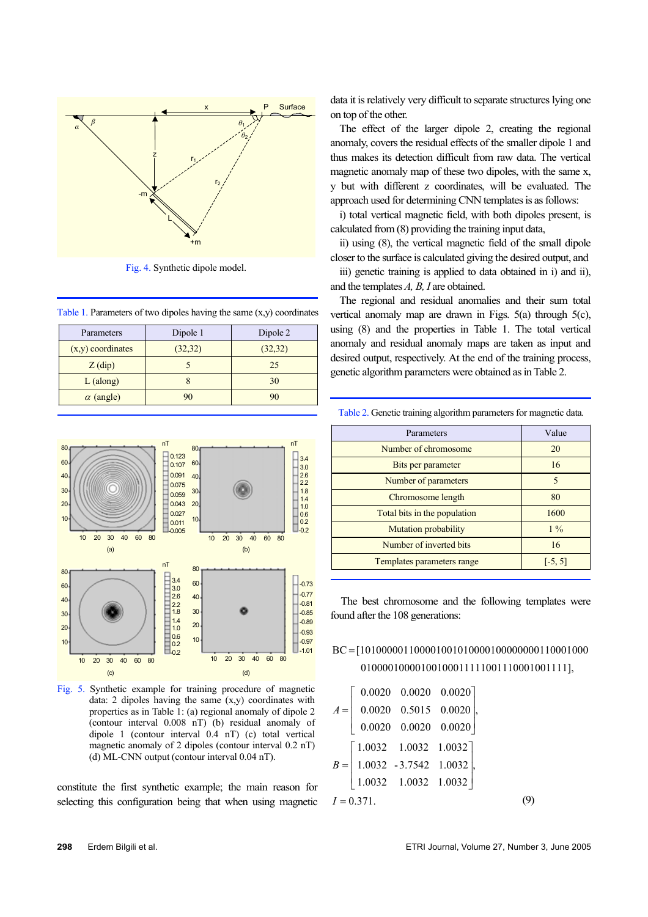Fig. 4. Synthetic dipole model.

Table 1. Parameters of two dipoles having the same (x,y) coordinates

| Parameters | Dipole 1 | Dipole 2 |
|---|---|---|
| (x,y) coordinates | (32,32) | (32,32) |
| Z (dip) | 5 | 25 |
| L (along) | 8 | 30 |
| $\alpha$ (angle) | 90 | 90 |

Fig. 5. Synthetic example for training procedure of magnetic data: 2 dipoles having the same (x,y) coordinates with properties as in Table 1: (a) regional anomaly of dipole 2 (contour interval 0.008 nT) (b) residual anomaly of dipole 1 (contour interval 0.4 nT) (c) total vertical magnetic anomaly of 2 dipoles (contour interval 0.2 nT) (d) ML-CNN output (contour interval 0.04 nT).

constitute the first synthetic example; the main reason for selecting this configuration being that when using magnetic data it is relatively very difficult to separate structures lying one on top of the other.

The effect of the larger dipole 2, creating the regional anomaly, covers the residual effects of the smaller dipole 1 and thus makes its detection difficult from raw data. The vertical magnetic anomaly map of these two dipoles, with the same x, y but with different z coordinates, will be evaluated. The approach used for determining CNN templates is as follows:

i) total vertical magnetic field, with both dipoles present, is calculated from (8) providing the training input data,

ii) using (8), the vertical magnetic field of the small dipole closer to the surface is calculated giving the desired output, and

iii) genetic training is applied to data obtained in i) and ii), and the templates *A, B, I* are obtained.

The regional and residual anomalies and their sum total vertical anomaly map are drawn in Figs. 5(a) through 5(c), using (8) and the properties in Table 1. The total vertical anomaly and residual anomaly maps are taken as input and desired output, respectively. At the end of the training process, genetic algorithm parameters were obtained as in Table 2.

Table 2. Genetic training algorithm parameters for magnetic data.

| Parameters | Value |
|---|---|
| Number of chromosome | 20 |
| Bits per parameter | 16 |
| Number of parameters | 5 |
| Chromosome length | 80 |
| Total bits in the population | 1600 |
| Mutation probability | 1 % |
| Number of inverted bits | 16 |
| Templates parameters range | [-5, 5] |

The best chromosome and the following templates were found after the 108 generations:

$$\text{BC} = [10100000110000100101000010000000001100010000100000100001001000111110011100011001111],$$

$$A = \begin{bmatrix} 0.0020 & 0.0020 & 0.0020 \\ 0.0020 & 0.5015 & 0.0020 \\ 0.0020 & 0.0020 & 0.0020 \end{bmatrix},$$

$$B = \begin{bmatrix} 1.0032 & 1.0032 & 1.0032 \\ 1.0032 & -3.7542 & 1.0032 \\ 1.0032 & 1.0032 & 1.0032 \end{bmatrix},$$

$$I = 0.371. \qquad (9)$$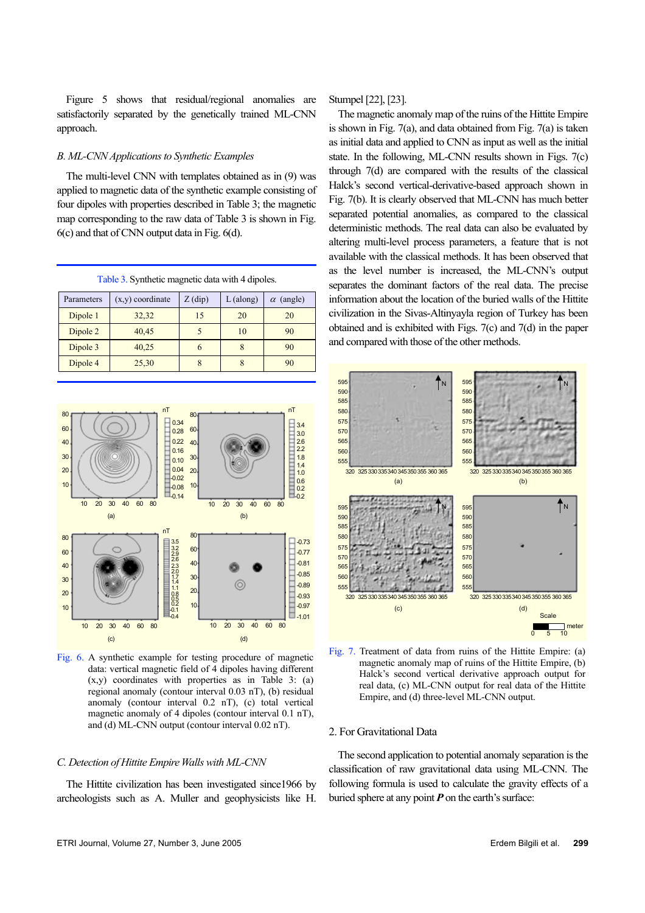Figure 5 shows that residual/regional anomalies are satisfactorily separated by the genetically trained ML-CNN approach.

### B. ML-CNN Applications to Synthetic Examples

The multi-level CNN with templates obtained as in (9) was applied to magnetic data of the synthetic example consisting of four dipoles with properties described in Table 3; the magnetic map corresponding to the raw data of Table 3 is shown in Fig. 6(c) and that of CNN output data in Fig. 6(d).

Table 3. Synthetic magnetic data with 4 dipoles.

| Parameters | (x,y) coordinate | Z (dip) | L (along) | $\alpha$ (angle) |
|---|---|---|---|---|
| Dipole 1 | 32,32 | 15 | 20 | 20 |
| Dipole 2 | 40,45 | 5 | 10 | 90 |
| Dipole 3 | 40,25 | 6 | 8 | 90 |
| Dipole 4 | 25,30 | 8 | 8 | 90 |

Fig. 6. A synthetic example for testing procedure of magnetic data: vertical magnetic field of 4 dipoles having different (x,y) coordinates with properties as in Table 3: (a) regional anomaly (contour interval 0.03 nT), (b) residual anomaly (contour interval 0.2 nT), (c) total vertical magnetic anomaly of 4 dipoles (contour interval 0.1 nT), and (d) ML-CNN output (contour interval 0.02 nT).

### C. Detection of Hittite Empire Walls with ML-CNN

The Hittite civilization has been investigated since1966 by archeologists such as A. Muller and geophysicists like H. Stumpel [22], [23].

The magnetic anomaly map of the ruins of the Hittite Empire is shown in Fig. 7(a), and data obtained from Fig. 7(a) is taken as initial data and applied to CNN as input as well as the initial state. In the following, ML-CNN results shown in Figs. 7(c) through 7(d) are compared with the results of the classical Halck's second vertical-derivative-based approach shown in Fig. 7(b). It is clearly observed that ML-CNN has much better separated potential anomalies, as compared to the classical deterministic methods. The real data can also be evaluated by altering multi-level process parameters, a feature that is not available with the classical methods. It has been observed that as the level number is increased, the ML-CNN's output separates the dominant factors of the real data. The precise information about the location of the buried walls of the Hittite civilization in the Sivas-Altinyayla region of Turkey has been obtained and is exhibited with Figs. 7(c) and 7(d) in the paper and compared with those of the other methods.

Fig. 7. Treatment of data from ruins of the Hittite Empire: (a) magnetic anomaly map of ruins of the Hittite Empire, (b) Halck's second vertical derivative approach output for real data, (c) ML-CNN output for real data of the Hittite Empire, and (d) three-level ML-CNN output.

## 2. For Gravitational Data

The second application to potential anomaly separation is the classification of raw gravitational data using ML-CNN. The following formula is used to calculate the gravity effects of a buried sphere at any point ***P*** on the earth's surface: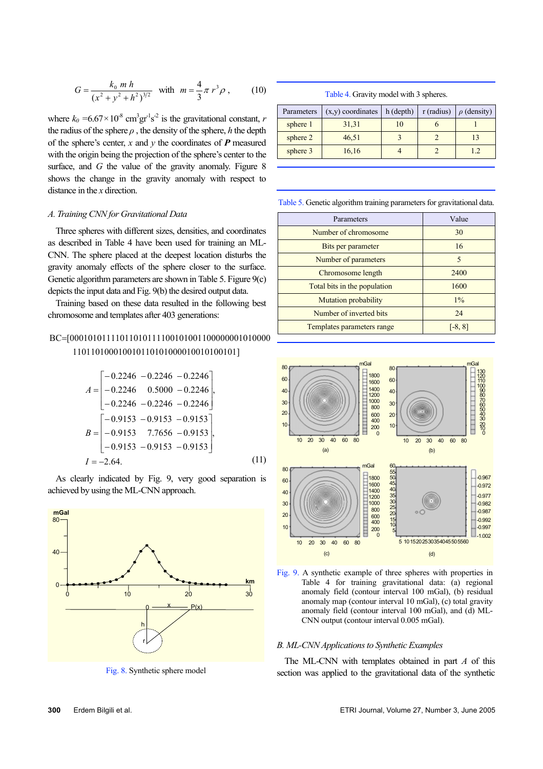$$G = \frac{k_0 \; m \; h}{(x^2 + y^2 + h^2)^{3/2}} \quad \text{with} \quad m = \frac{4}{3}\pi \, r^3 \rho \, , \tag{10}$$

where $k_0$ =6.67×10$^{-8}$ cm$^3$gr$^{-1}$s$^{-2}$ is the gravitational constant, $r$ the radius of the sphere $\rho$ , the density of the sphere, $h$ the depth of the sphere's center, $x$ and $y$ the coordinates of $\boldsymbol{P}$ measured with the origin being the projection of the sphere's center to the surface, and $G$ the value of the gravity anomaly. Figure 8 shows the change in the gravity anomaly with respect to distance in the $x$ direction.

### *A. Training CNN for Gravitational Data*

Three spheres with different sizes, densities, and coordinates as described in Table 4 have been used for training an ML-CNN. The sphere placed at the deepest location disturbs the gravity anomaly effects of the sphere closer to the surface. Genetic algorithm parameters are shown in Table 5. Figure 9(c) depicts the input data and Fig. 9(b) the desired output data.

Training based on these data resulted in the following best chromosome and templates after 403 generations:

BC=[0001010111101101011110010100110000000101000011011010001001011010100001001010010​1]

$$A = \begin{bmatrix} -0.2246 & -0.2246 & -0.2246 \\ -0.2246 & 0.5000 & -0.2246 \\ -0.2246 & -0.2246 & -0.2246 \end{bmatrix},$$

$$B = \begin{bmatrix} -0.9153 & -0.9153 & -0.9153 \\ -0.9153 & 7.7656 & -0.9153 \\ -0.9153 & -0.9153 & -0.9153 \end{bmatrix},$$

$$I = -2.64. \tag{11}$$

As clearly indicated by Fig. 9, very good separation is achieved by using the ML-CNN approach.

Fig. 8. Synthetic sphere model

Table 4. Gravity model with 3 spheres.

| Parameters | (x,y) coordinates | h (depth) | r (radius) | $\rho$ (density) |
|---|---|---|---|---|
| sphere 1 | 31,31 | 10 | 6 | 1 |
| sphere 2 | 46,51 | 3 | 2 | 13 |
| sphere 3 | 16,16 | 4 | 2 | 1.2 |

Table 5. Genetic algorithm training parameters for gravitational data.

| Parameters | Value |
|---|---|
| Number of chromosome | 30 |
| Bits per parameter | 16 |
| Number of parameters | 5 |
| Chromosome length | 2400 |
| Total bits in the population | 1600 |
| Mutation probability | 1% |
| Number of inverted bits | 24 |
| Templates parameters range | [-8, 8] |

Fig. 9. A synthetic example of three spheres with properties in Table 4 for training gravitational data: (a) regional anomaly field (contour interval 100 mGal), (b) residual anomaly map (contour interval 10 mGal), (c) total gravity anomaly field (contour interval 100 mGal), and (d) ML-CNN output (contour interval 0.005 mGal).

### *B. ML-CNN Applications to Synthetic Examples*

The ML-CNN with templates obtained in part $A$ of this section was applied to the gravitational data of the synthetic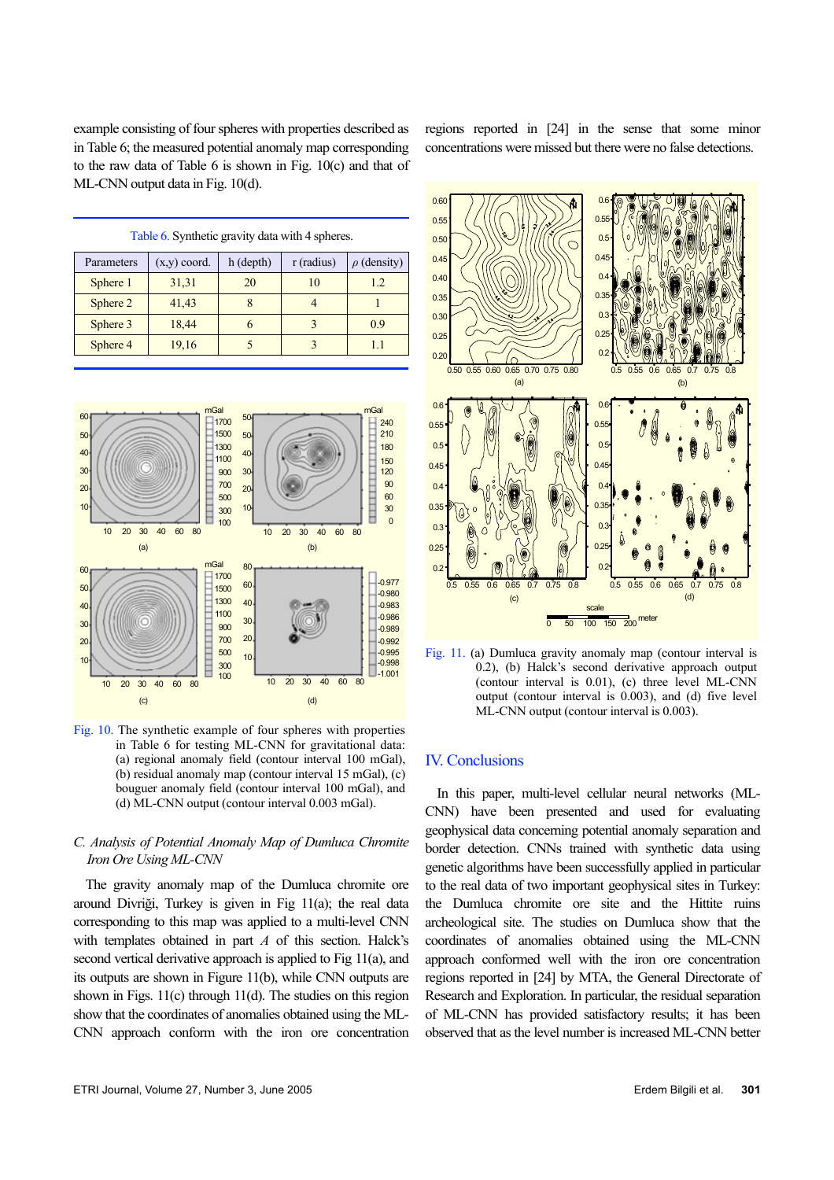example consisting of four spheres with properties described as in Table 6; the measured potential anomaly map corresponding to the raw data of Table 6 is shown in Fig. 10(c) and that of ML-CNN output data in Fig. 10(d).

Table 6. Synthetic gravity data with 4 spheres.

| Parameters | (x,y) coord. | h (depth) | r (radius) | $\rho$ (density) |
|---|---|---|---|---|
| Sphere 1 | 31,31 | 20 | 10 | 1.2 |
| Sphere 2 | 41,43 | 8 | 4 | 1 |
| Sphere 3 | 18,44 | 6 | 3 | 0.9 |
| Sphere 4 | 19,16 | 5 | 3 | 1.1 |

Fig. 10. The synthetic example of four spheres with properties in Table 6 for testing ML-CNN for gravitational data: (a) regional anomaly field (contour interval 100 mGal), (b) residual anomaly map (contour interval 15 mGal), (c) bouguer anomaly field (contour interval 100 mGal), and (d) ML-CNN output (contour interval 0.003 mGal).

### C. Analysis of Potential Anomaly Map of Dumluca Chromite Iron Ore Using ML-CNN

The gravity anomaly map of the Dumluca chromite ore around Divriği, Turkey is given in Fig 11(a); the real data corresponding to this map was applied to a multi-level CNN with templates obtained in part *A* of this section. Halck's second vertical derivative approach is applied to Fig 11(a), and its outputs are shown in Figure 11(b), while CNN outputs are shown in Figs. 11(c) through 11(d). The studies on this region show that the coordinates of anomalies obtained using the ML-CNN approach conform with the iron ore concentration regions reported in [24] in the sense that some minor concentrations were missed but there were no false detections.

Fig. 11. (a) Dumluca gravity anomaly map (contour interval is 0.2), (b) Halck's second derivative approach output (contour interval is 0.01), (c) three level ML-CNN output (contour interval is 0.003), and (d) five level ML-CNN output (contour interval is 0.003).

## IV. Conclusions

In this paper, multi-level cellular neural networks (ML-CNN) have been presented and used for evaluating geophysical data concerning potential anomaly separation and border detection. CNNs trained with synthetic data using genetic algorithms have been successfully applied in particular to the real data of two important geophysical sites in Turkey: the Dumluca chromite ore site and the Hittite ruins archeological site. The studies on Dumluca show that the coordinates of anomalies obtained using the ML-CNN approach conformed well with the iron ore concentration regions reported in [24] by MTA, the General Directorate of Research and Exploration. In particular, the residual separation of ML-CNN has provided satisfactory results; it has been observed that as the level number is increased ML-CNN better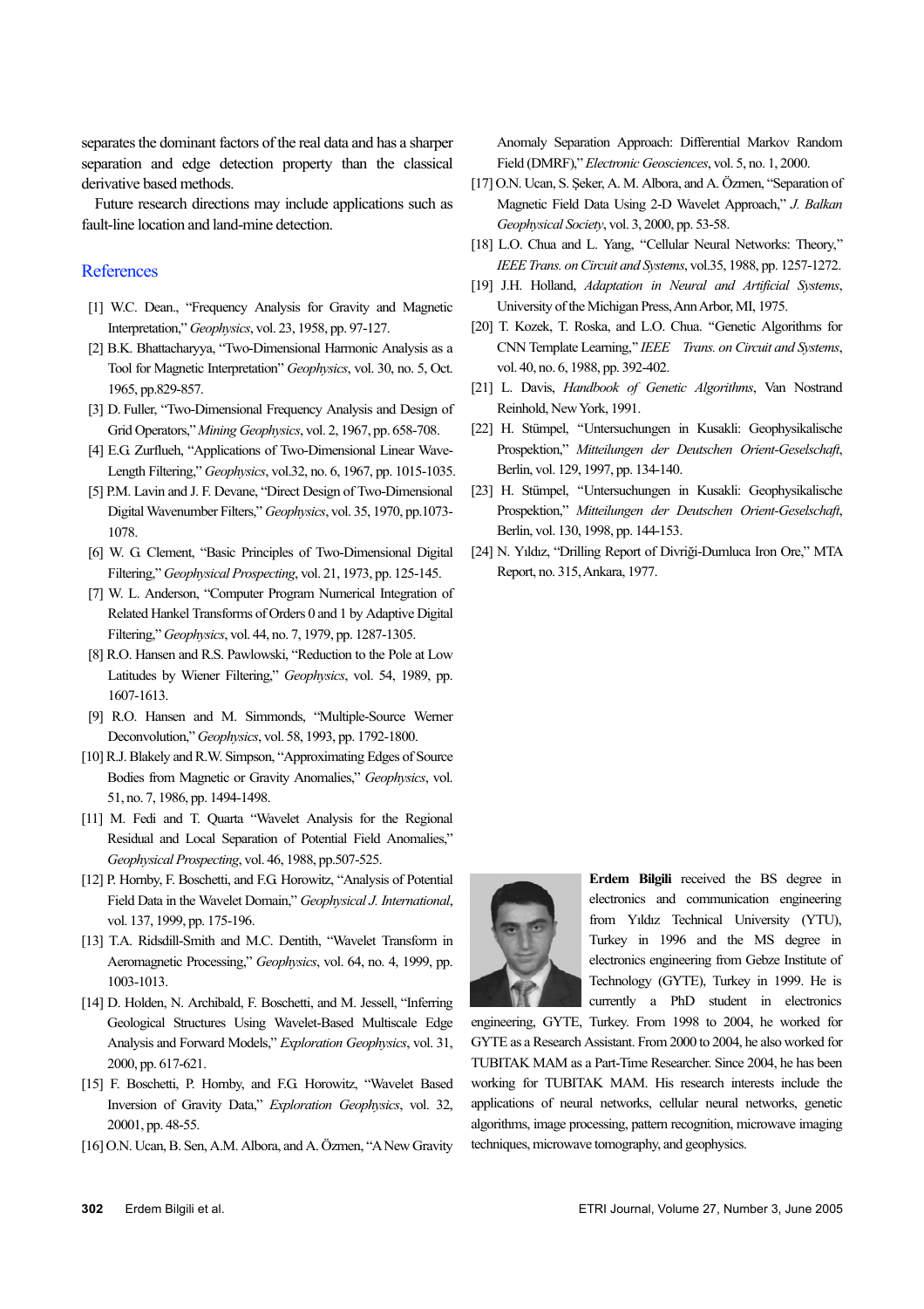separates the dominant factors of the real data and has a sharper separation and edge detection property than the classical derivative based methods.

Future research directions may include applications such as fault-line location and land-mine detection.

## References

[1] W.C. Dean., "Frequency Analysis for Gravity and Magnetic Interpretation," *Geophysics*, vol. 23, 1958, pp. 97-127.

[2] B.K. Bhattacharyya, "Two-Dimensional Harmonic Analysis as a Tool for Magnetic Interpretation" *Geophysics*, vol. 30, no. 5, Oct. 1965, pp.829-857.

[3] D. Fuller, "Two-Dimensional Frequency Analysis and Design of Grid Operators," *Mining Geophysics*, vol. 2, 1967, pp. 658-708.

[4] E.G. Zurflueh, "Applications of Two-Dimensional Linear Wave-Length Filtering," *Geophysics*, vol.32, no. 6, 1967, pp. 1015-1035.

[5] P.M. Lavin and J. F. Devane, "Direct Design of Two-Dimensional Digital Wavenumber Filters," *Geophysics*, vol. 35, 1970, pp.1073-1078.

[6] W. G. Clement, "Basic Principles of Two-Dimensional Digital Filtering," *Geophysical Prospecting*, vol. 21, 1973, pp. 125-145.

[7] W. L. Anderson, "Computer Program Numerical Integration of Related Hankel Transforms of Orders 0 and 1 by Adaptive Digital Filtering," *Geophysics*, vol. 44, no. 7, 1979, pp. 1287-1305.

[8] R.O. Hansen and R.S. Pawlowski, "Reduction to the Pole at Low Latitudes by Wiener Filtering," *Geophysics*, vol. 54, 1989, pp. 1607-1613.

[9] R.O. Hansen and M. Simmonds, "Multiple-Source Werner Deconvolution," *Geophysics*, vol. 58, 1993, pp. 1792-1800.

[10] R.J. Blakely and R.W. Simpson, "Approximating Edges of Source Bodies from Magnetic or Gravity Anomalies," *Geophysics*, vol. 51, no. 7, 1986, pp. 1494-1498.

[11] M. Fedi and T. Quarta "Wavelet Analysis for the Regional Residual and Local Separation of Potential Field Anomalies," *Geophysical Prospecting*, vol. 46, 1988, pp.507-525.

[12] P. Hornby, F. Boschetti, and F.G. Horowitz, "Analysis of Potential Field Data in the Wavelet Domain," *Geophysical J. International*, vol. 137, 1999, pp. 175-196.

[13] T.A. Ridsdill-Smith and M.C. Dentith, "Wavelet Transform in Aeromagnetic Processing," *Geophysics*, vol. 64, no. 4, 1999, pp. 1003-1013.

[14] D. Holden, N. Archibald, F. Boschetti, and M. Jessell, "Inferring Geological Structures Using Wavelet-Based Multiscale Edge Analysis and Forward Models," *Exploration Geophysics*, vol. 31, 2000, pp. 617-621.

[15] F. Boschetti, P. Hornby, and F.G. Horowitz, "Wavelet Based Inversion of Gravity Data," *Exploration Geophysics*, vol. 32, 20001, pp. 48-55.

[16] O.N. Ucan, B. Sen, A.M. Albora, and A. Özmen, "A New Gravity Anomaly Separation Approach: Differential Markov Random Field (DMRF)," *Electronic Geosciences*, vol. 5, no. 1, 2000.

[17] O.N. Ucan, S. Şeker, A. M. Albora, and A. Özmen, "Separation of Magnetic Field Data Using 2-D Wavelet Approach," *J. Balkan Geophysical Society*, vol. 3, 2000, pp. 53-58.

[18] L.O. Chua and L. Yang, "Cellular Neural Networks: Theory," *IEEE Trans. on Circuit and Systems*, vol.35, 1988, pp. 1257-1272.

[19] J.H. Holland, *Adaptation in Neural and Artificial Systems*, University of the Michigan Press, Ann Arbor, MI, 1975.

[20] T. Kozek, T. Roska, and L.O. Chua. "Genetic Algorithms for CNN Template Learning," *IEEE Trans. on Circuit and Systems*, vol. 40, no. 6, 1988, pp. 392-402.

[21] L. Davis, *Handbook of Genetic Algorithms*, Van Nostrand Reinhold, New York, 1991.

[22] H. Stümpel, "Untersuchungen in Kusakli: Geophysikalische Prospektion," *Mitteilungen der Deutschen Orient-Geselschaft*, Berlin, vol. 129, 1997, pp. 134-140.

[23] H. Stümpel, "Untersuchungen in Kusakli: Geophysikalische Prospektion," *Mitteilungen der Deutschen Orient-Geselschaft*, Berlin, vol. 130, 1998, pp. 144-153.

[24] N. Yıldız, "Drilling Report of Divriği-Dumluca Iron Ore," MTA Report, no. 315, Ankara, 1977.

**Erdem Bilgili** received the BS degree in electronics and communication engineering from Yıldız Technical University (YTU), Turkey in 1996 and the MS degree in electronics engineering from Gebze Institute of Technology (GYTE), Turkey in 1999. He is currently a PhD student in electronics engineering, GYTE, Turkey. From 1998 to 2004, he worked for GYTE as a Research Assistant. From 2000 to 2004, he also worked for TUBITAK MAM as a Part-Time Researcher. Since 2004, he has been working for TUBITAK MAM. His research interests include the applications of neural networks, cellular neural networks, genetic algorithms, image processing, pattern recognition, microwave imaging techniques, microwave tomography, and geophysics.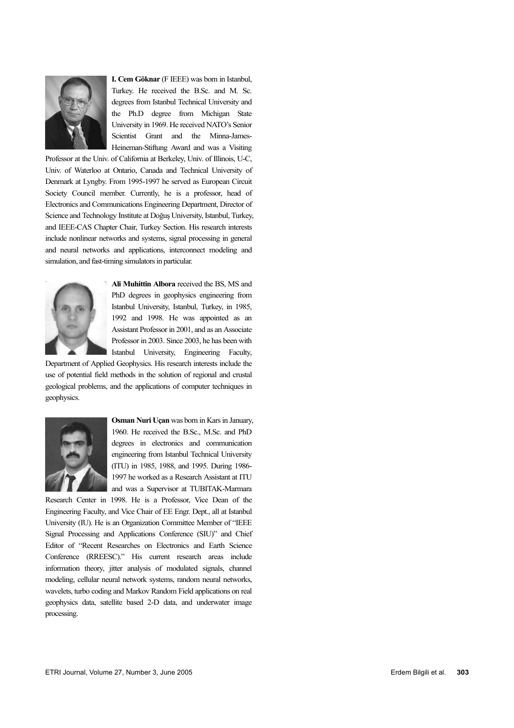**I. Cem Göknar** (F IEEE) was born in Istanbul, Turkey. He received the B.Sc. and M. Sc. degrees from Istanbul Technical University and the Ph.D degree from Michigan State University in 1969. He received NATO's Senior Scientist Grant and the Minna-James-Heineman-Stiftung Award and was a Visiting Professor at the Univ. of California at Berkeley, Univ. of Illinois, U-C, Univ. of Waterloo at Ontario, Canada and Technical University of Denmark at Lyngby. From 1995-1997 he served as European Circuit Society Council member. Currently, he is a professor, head of Electronics and Communications Engineering Department, Director of Science and Technology Institute at Doğuş University, Istanbul, Turkey, and IEEE-CAS Chapter Chair, Turkey Section. His research interests include nonlinear networks and systems, signal processing in general and neural networks and applications, interconnect modeling and simulation, and fast-timing simulators in particular.

**Ali Muhittin Albora** received the BS, MS and PhD degrees in geophysics engineering from Istanbul University, Istanbul, Turkey, in 1985, 1992 and 1998. He was appointed as an Assistant Professor in 2001, and as an Associate Professor in 2003. Since 2003, he has been with Istanbul University, Engineering Faculty, Department of Applied Geophysics. His research interests include the use of potential field methods in the solution of regional and crustal geological problems, and the applications of computer techniques in geophysics.

**Osman Nuri Uçan** was born in Kars in January, 1960. He received the B.Sc., M.Sc. and PhD degrees in electronics and communication engineering from Istanbul Technical University (ITU) in 1985, 1988, and 1995. During 1986-1997 he worked as a Research Assistant at ITU and was a Supervisor at TUBITAK-Marmara Research Center in 1998. He is a Professor, Vice Dean of the Engineering Faculty, and Vice Chair of EE Engr. Dept., all at Istanbul University (IU). He is an Organization Committee Member of "IEEE Signal Processing and Applications Conference (SIU)" and Chief Editor of "Recent Researches on Electronics and Earth Science Conference (RREESC)." His current research areas include information theory, jitter analysis of modulated signals, channel modeling, cellular neural network systems, random neural networks, wavelets, turbo coding and Markov Random Field applications on real geophysics data, satellite based 2-D data, and underwater image processing.